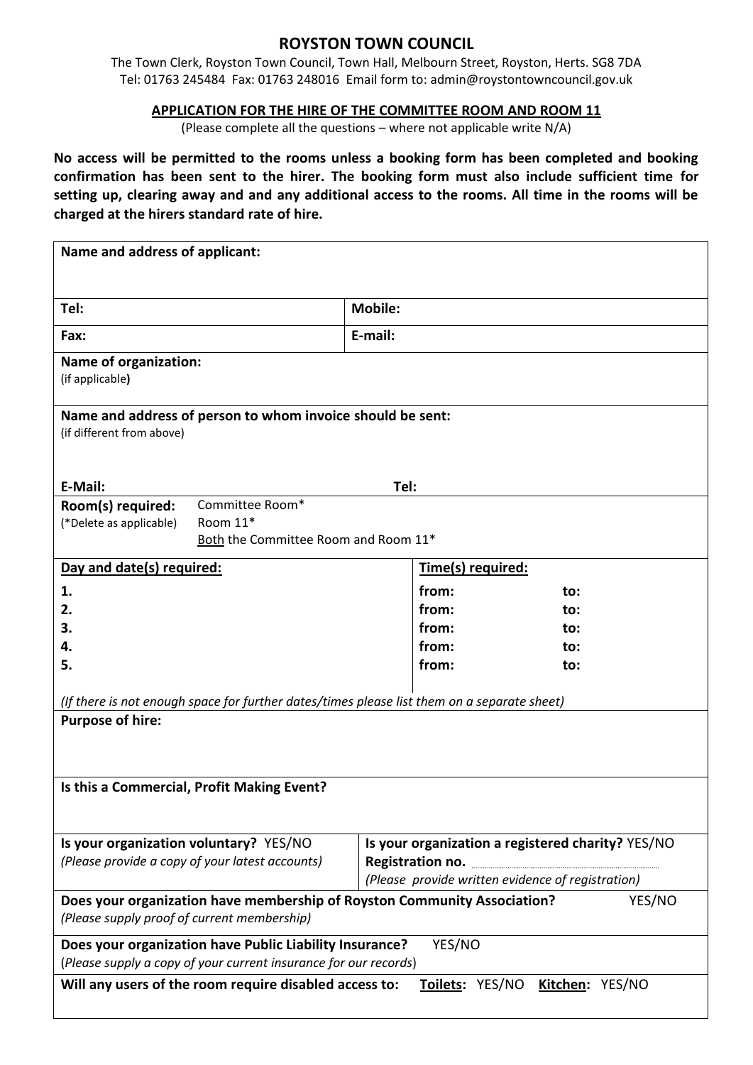# ROYSTON TOWN COUNCIL

The Town Clerk, Royston Town Council, Town Hall, Melbourn Street, Royston, Herts. SG8 7DA
Tel: 01763 245484 Fax: 01763 248016 Email form to: admin@roystontowncouncil.gov.uk

## APPLICATION FOR THE HIRE OF THE COMMITTEE ROOM AND ROOM 11

(Please complete all the questions – where not applicable write N/A)

**No access will be permitted to the rooms unless a booking form has been completed and booking confirmation has been sent to the hirer. The booking form must also include sufficient time for setting up, clearing away and and any additional access to the rooms. All time in the rooms will be charged at the hirers standard rate of hire.**

**Name and address of applicant:**

| | |
|---|---|
| **Tel:** | **Mobile:** |
| **Fax:** | **E-mail:** |

**Name of organization:**
(if applicable)

**Name and address of person to whom invoice should be sent:**
(if different from above)

**E-Mail:** **Tel:**

**Room(s) required:** (*Delete as applicable)
- Committee Room*
- Room 11*
- Both the Committee Room and Room 11*

| Day and date(s) required: | Time(s) required: | |
|---|---|---|
| **1.** | **from:** | **to:** |
| **2.** | **from:** | **to:** |
| **3.** | **from:** | **to:** |
| **4.** | **from:** | **to:** |
| **5.** | **from:** | **to:** |

*(If there is not enough space for further dates/times please list them on a separate sheet)*

**Purpose of hire:**

**Is this a Commercial, Profit Making Event?**

**Is your organization voluntary?** YES/NO
*(Please provide a copy of your latest accounts)*

**Is your organization a registered charity?** YES/NO
**Registration no.** ..........
*(Please provide written evidence of registration)*

**Does your organization have membership of Royston Community Association?** YES/NO
*(Please supply proof of current membership)*

**Does your organization have Public Liability Insurance?** YES/NO
(*Please supply a copy of your current insurance for our records*)

**Will any users of the room require disabled access to:** **Toilets:** YES/NO **Kitchen:** YES/NO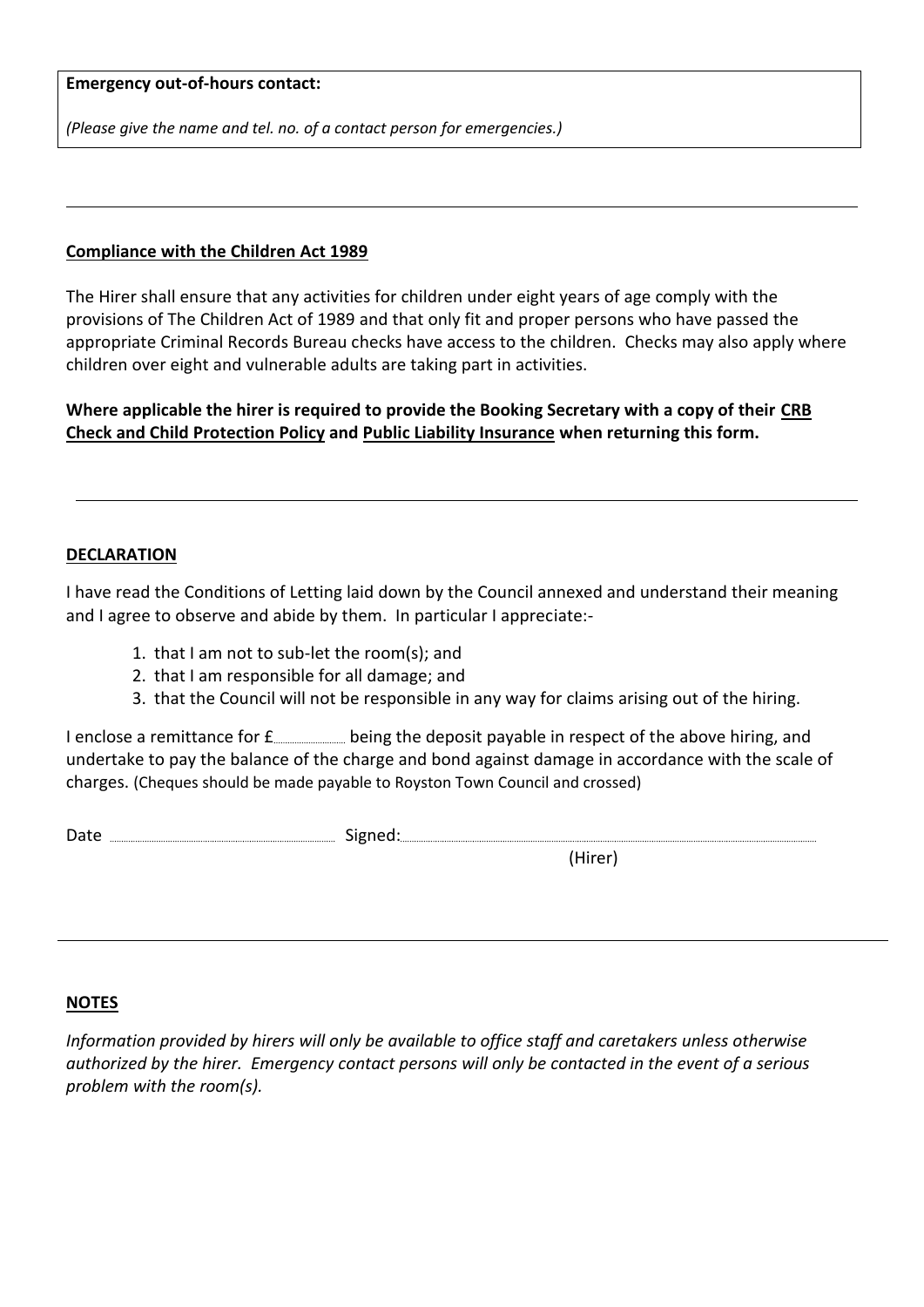**Emergency out-of-hours contact:**

*(Please give the name and tel. no. of a contact person for emergencies.)*

---

**<u>Compliance with the Children Act 1989</u>**

The Hirer shall ensure that any activities for children under eight years of age comply with the provisions of The Children Act of 1989 and that only fit and proper persons who have passed the appropriate Criminal Records Bureau checks have access to the children. Checks may also apply where children over eight and vulnerable adults are taking part in activities.

**Where applicable the hirer is required to provide the Booking Secretary with a copy of their <u>CRB Check and Child Protection Policy</u> and <u>Public Liability Insurance</u> when returning this form.**

---

**<u>DECLARATION</u>**

I have read the Conditions of Letting laid down by the Council annexed and understand their meaning and I agree to observe and abide by them. In particular I appreciate:-

1. that I am not to sub-let the room(s); and
2. that I am responsible for all damage; and
3. that the Council will not be responsible in any way for claims arising out of the hiring.

I enclose a remittance for £.................. being the deposit payable in respect of the above hiring, and undertake to pay the balance of the charge and bond against damage in accordance with the scale of charges. (Cheques should be made payable to Royston Town Council and crossed)

Date ........................................................ Signed:..........................................................................................................

(Hirer)

---

**<u>NOTES</u>**

*Information provided by hirers will only be available to office staff and caretakers unless otherwise authorized by the hirer. Emergency contact persons will only be contacted in the event of a serious problem with the room(s).*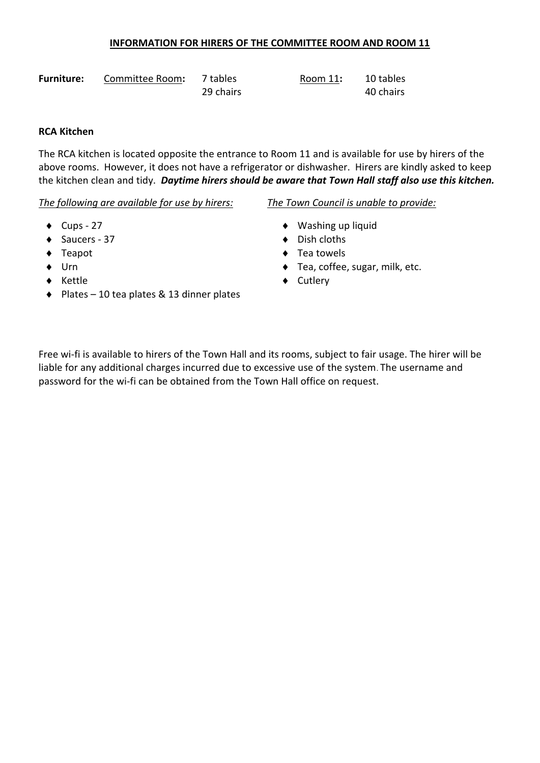**<u>INFORMATION FOR HIRERS OF THE COMMITTEE ROOM AND ROOM 11</u>**

| **Furniture:** | <u>Committee Room</u>**:** | 7 tables<br>29 chairs | <u>Room 11</u>**:** | 10 tables<br>40 chairs |
|---|---|---|---|---|

**RCA Kitchen**

The RCA kitchen is located opposite the entrance to Room 11 and is available for use by hirers of the above rooms. However, it does not have a refrigerator or dishwasher. Hirers are kindly asked to keep the kitchen clean and tidy. ***Daytime hirers should be aware that Town Hall staff also use this kitchen.***

*<u>The following are available for use by hirers:</u>*

- Cups - 27
- Saucers - 37
- Teapot
- Urn
- Kettle
- Plates – 10 tea plates & 13 dinner plates

*<u>The Town Council is unable to provide:</u>*

- Washing up liquid
- Dish cloths
- Tea towels
- Tea, coffee, sugar, milk, etc.
- Cutlery

Free wi-fi is available to hirers of the Town Hall and its rooms, subject to fair usage. The hirer will be liable for any additional charges incurred due to excessive use of the system. The username and password for the wi-fi can be obtained from the Town Hall office on request.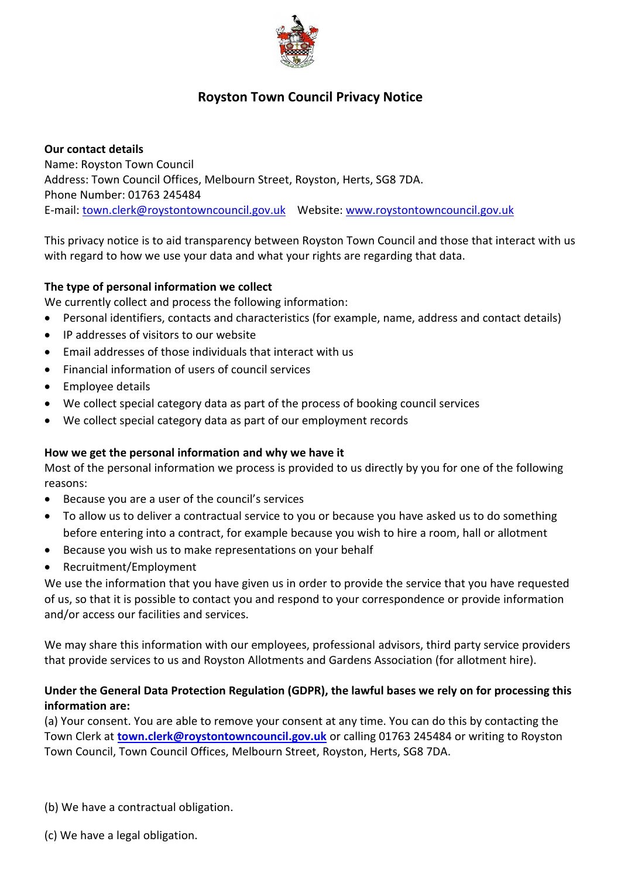# Royston Town Council Privacy Notice

**Our contact details**
Name: Royston Town Council
Address: Town Council Offices, Melbourn Street, Royston, Herts, SG8 7DA.
Phone Number: 01763 245484
E-mail: town.clerk@roystontowncouncil.gov.uk Website: www.roystontowncouncil.gov.uk

This privacy notice is to aid transparency between Royston Town Council and those that interact with us with regard to how we use your data and what your rights are regarding that data.

**The type of personal information we collect**
We currently collect and process the following information:

- Personal identifiers, contacts and characteristics (for example, name, address and contact details)
- IP addresses of visitors to our website
- Email addresses of those individuals that interact with us
- Financial information of users of council services
- Employee details
- We collect special category data as part of the process of booking council services
- We collect special category data as part of our employment records

**How we get the personal information and why we have it**
Most of the personal information we process is provided to us directly by you for one of the following reasons:

- Because you are a user of the council's services
- To allow us to deliver a contractual service to you or because you have asked us to do something before entering into a contract, for example because you wish to hire a room, hall or allotment
- Because you wish us to make representations on your behalf
- Recruitment/Employment

We use the information that you have given us in order to provide the service that you have requested of us, so that it is possible to contact you and respond to your correspondence or provide information and/or access our facilities and services.

We may share this information with our employees, professional advisors, third party service providers that provide services to us and Royston Allotments and Gardens Association (for allotment hire).

**Under the General Data Protection Regulation (GDPR), the lawful bases we rely on for processing this information are:**
(a) Your consent. You are able to remove your consent at any time. You can do this by contacting the Town Clerk at **town.clerk@roystontowncouncil.gov.uk** or calling 01763 245484 or writing to Royston Town Council, Town Council Offices, Melbourn Street, Royston, Herts, SG8 7DA.

(b) We have a contractual obligation.

(c) We have a legal obligation.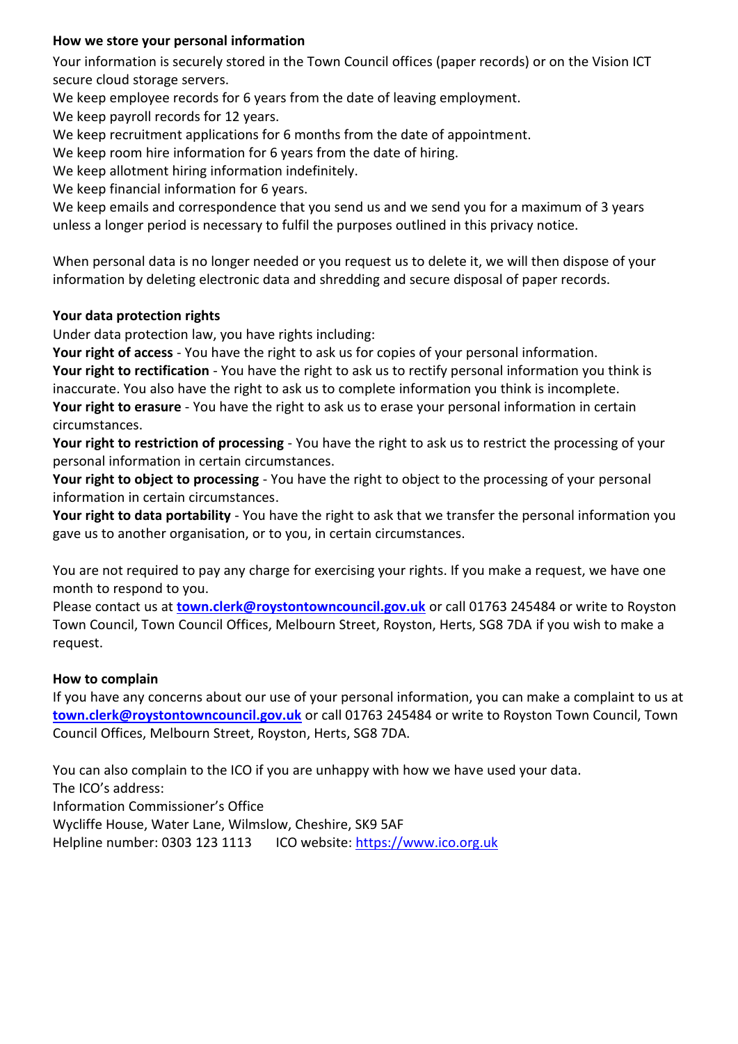**How we store your personal information**

Your information is securely stored in the Town Council offices (paper records) or on the Vision ICT secure cloud storage servers.

We keep employee records for 6 years from the date of leaving employment.

We keep payroll records for 12 years.

We keep recruitment applications for 6 months from the date of appointment.

We keep room hire information for 6 years from the date of hiring.

We keep allotment hiring information indefinitely.

We keep financial information for 6 years.

We keep emails and correspondence that you send us and we send you for a maximum of 3 years unless a longer period is necessary to fulfil the purposes outlined in this privacy notice.

When personal data is no longer needed or you request us to delete it, we will then dispose of your information by deleting electronic data and shredding and secure disposal of paper records.

**Your data protection rights**

Under data protection law, you have rights including:

**Your right of access** - You have the right to ask us for copies of your personal information.

**Your right to rectification** - You have the right to ask us to rectify personal information you think is inaccurate. You also have the right to ask us to complete information you think is incomplete.

**Your right to erasure** - You have the right to ask us to erase your personal information in certain circumstances.

**Your right to restriction of processing** - You have the right to ask us to restrict the processing of your personal information in certain circumstances.

**Your right to object to processing** - You have the right to object to the processing of your personal information in certain circumstances.

**Your right to data portability** - You have the right to ask that we transfer the personal information you gave us to another organisation, or to you, in certain circumstances.

You are not required to pay any charge for exercising your rights. If you make a request, we have one month to respond to you.

Please contact us at **town.clerk@roystontowncouncil.gov.uk** or call 01763 245484 or write to Royston Town Council, Town Council Offices, Melbourn Street, Royston, Herts, SG8 7DA if you wish to make a request.

**How to complain**

If you have any concerns about our use of your personal information, you can make a complaint to us at **town.clerk@roystontowncouncil.gov.uk** or call 01763 245484 or write to Royston Town Council, Town Council Offices, Melbourn Street, Royston, Herts, SG8 7DA.

You can also complain to the ICO if you are unhappy with how we have used your data.

The ICO's address:

Information Commissioner's Office

Wycliffe House, Water Lane, Wilmslow, Cheshire, SK9 5AF

Helpline number: 0303 123 1113 ICO website: https://www.ico.org.uk